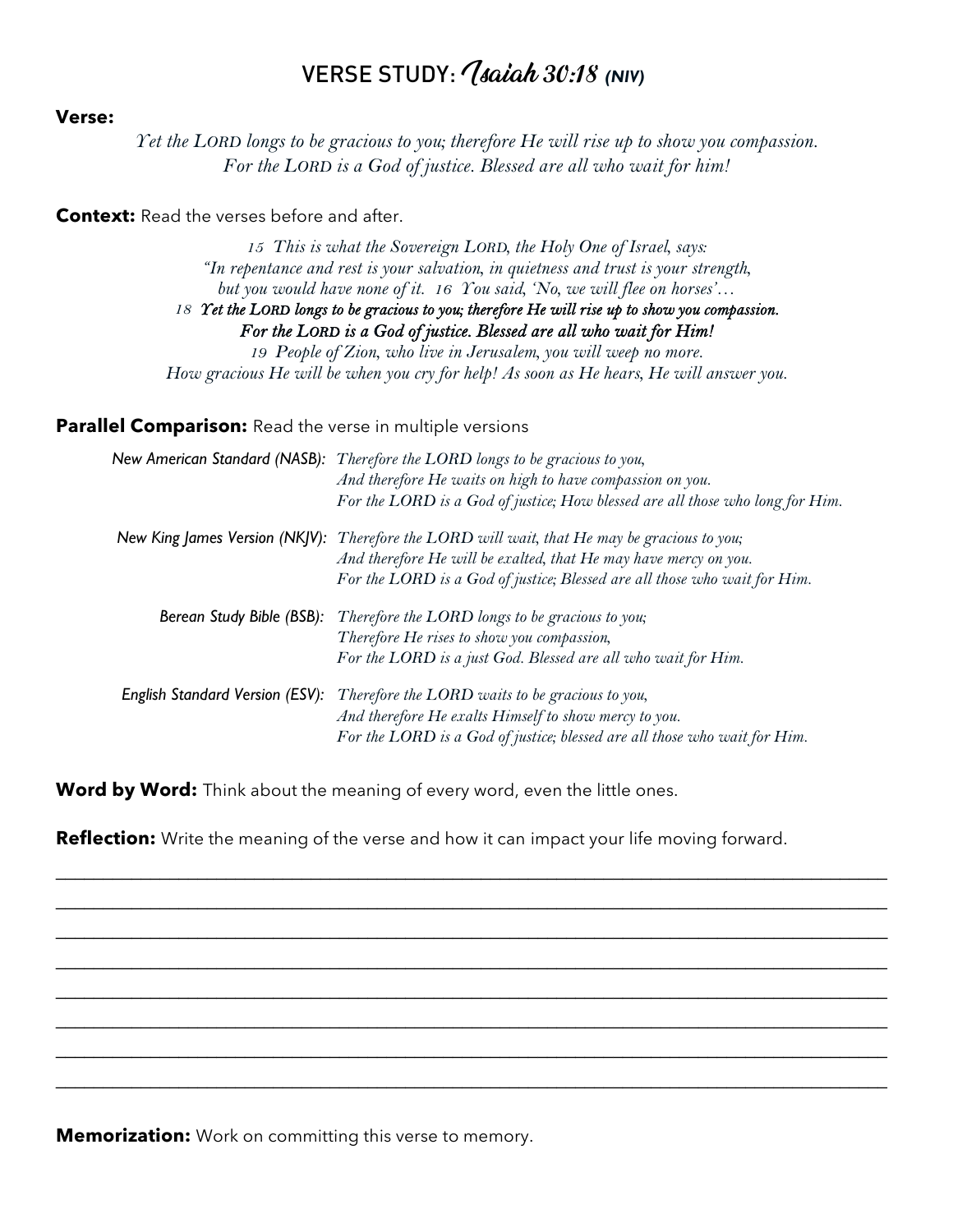# VERSE STUDY: *Isaiah 30:18* ***(NIV)***

**Verse:**

*Yet the LORD longs to be gracious to you; therefore He will rise up to show you compassion.*
*For the LORD is a God of justice. Blessed are all who wait for him!*

**Context:** Read the verses before and after.

*15 This is what the Sovereign LORD, the Holy One of Israel, says:*
*"In repentance and rest is your salvation, in quietness and trust is your strength,*
*but you would have none of it. 16 You said, 'No, we will flee on horses'…*
***18 Yet the LORD longs to be gracious to you; therefore He will rise up to show you compassion.***
***For the LORD is a God of justice. Blessed are all who wait for Him!***
*19 People of Zion, who live in Jerusalem, you will weep no more.*
*How gracious He will be when you cry for help! As soon as He hears, He will answer you.*

**Parallel Comparison:** Read the verse in multiple versions

*New American Standard (NASB):* *Therefore the LORD longs to be gracious to you,*
*And therefore He waits on high to have compassion on you.*
*For the LORD is a God of justice; How blessed are all those who long for Him.*

*New King James Version (NKJV):* *Therefore the LORD will wait, that He may be gracious to you;*
*And therefore He will be exalted, that He may have mercy on you.*
*For the LORD is a God of justice; Blessed are all those who wait for Him.*

*Berean Study Bible (BSB):* *Therefore the LORD longs to be gracious to you;*
*Therefore He rises to show you compassion,*
*For the LORD is a just God. Blessed are all who wait for Him.*

*English Standard Version (ESV):* *Therefore the LORD waits to be gracious to you,*
*And therefore He exalts Himself to show mercy to you.*
*For the LORD is a God of justice; blessed are all those who wait for Him.*

**Word by Word:** Think about the meaning of every word, even the little ones.

**Reflection:** Write the meaning of the verse and how it can impact your life moving forward.

\_\_\_\_\_\_\_\_\_\_\_\_\_\_\_\_\_\_\_\_\_\_\_\_\_\_\_\_\_\_\_\_\_\_\_\_\_\_\_\_\_\_\_\_\_\_\_\_\_\_\_\_\_\_\_\_\_\_\_\_\_\_\_\_\_\_\_\_\_\_\_\_\_\_\_\_\_\_

\_\_\_\_\_\_\_\_\_\_\_\_\_\_\_\_\_\_\_\_\_\_\_\_\_\_\_\_\_\_\_\_\_\_\_\_\_\_\_\_\_\_\_\_\_\_\_\_\_\_\_\_\_\_\_\_\_\_\_\_\_\_\_\_\_\_\_\_\_\_\_\_\_\_\_\_\_\_

\_\_\_\_\_\_\_\_\_\_\_\_\_\_\_\_\_\_\_\_\_\_\_\_\_\_\_\_\_\_\_\_\_\_\_\_\_\_\_\_\_\_\_\_\_\_\_\_\_\_\_\_\_\_\_\_\_\_\_\_\_\_\_\_\_\_\_\_\_\_\_\_\_\_\_\_\_\_

\_\_\_\_\_\_\_\_\_\_\_\_\_\_\_\_\_\_\_\_\_\_\_\_\_\_\_\_\_\_\_\_\_\_\_\_\_\_\_\_\_\_\_\_\_\_\_\_\_\_\_\_\_\_\_\_\_\_\_\_\_\_\_\_\_\_\_\_\_\_\_\_\_\_\_\_\_\_

\_\_\_\_\_\_\_\_\_\_\_\_\_\_\_\_\_\_\_\_\_\_\_\_\_\_\_\_\_\_\_\_\_\_\_\_\_\_\_\_\_\_\_\_\_\_\_\_\_\_\_\_\_\_\_\_\_\_\_\_\_\_\_\_\_\_\_\_\_\_\_\_\_\_\_\_\_\_

\_\_\_\_\_\_\_\_\_\_\_\_\_\_\_\_\_\_\_\_\_\_\_\_\_\_\_\_\_\_\_\_\_\_\_\_\_\_\_\_\_\_\_\_\_\_\_\_\_\_\_\_\_\_\_\_\_\_\_\_\_\_\_\_\_\_\_\_\_\_\_\_\_\_\_\_\_\_

\_\_\_\_\_\_\_\_\_\_\_\_\_\_\_\_\_\_\_\_\_\_\_\_\_\_\_\_\_\_\_\_\_\_\_\_\_\_\_\_\_\_\_\_\_\_\_\_\_\_\_\_\_\_\_\_\_\_\_\_\_\_\_\_\_\_\_\_\_\_\_\_\_\_\_\_\_\_

\_\_\_\_\_\_\_\_\_\_\_\_\_\_\_\_\_\_\_\_\_\_\_\_\_\_\_\_\_\_\_\_\_\_\_\_\_\_\_\_\_\_\_\_\_\_\_\_\_\_\_\_\_\_\_\_\_\_\_\_\_\_\_\_\_\_\_\_\_\_\_\_\_\_\_\_\_\_

**Memorization:** Work on committing this verse to memory.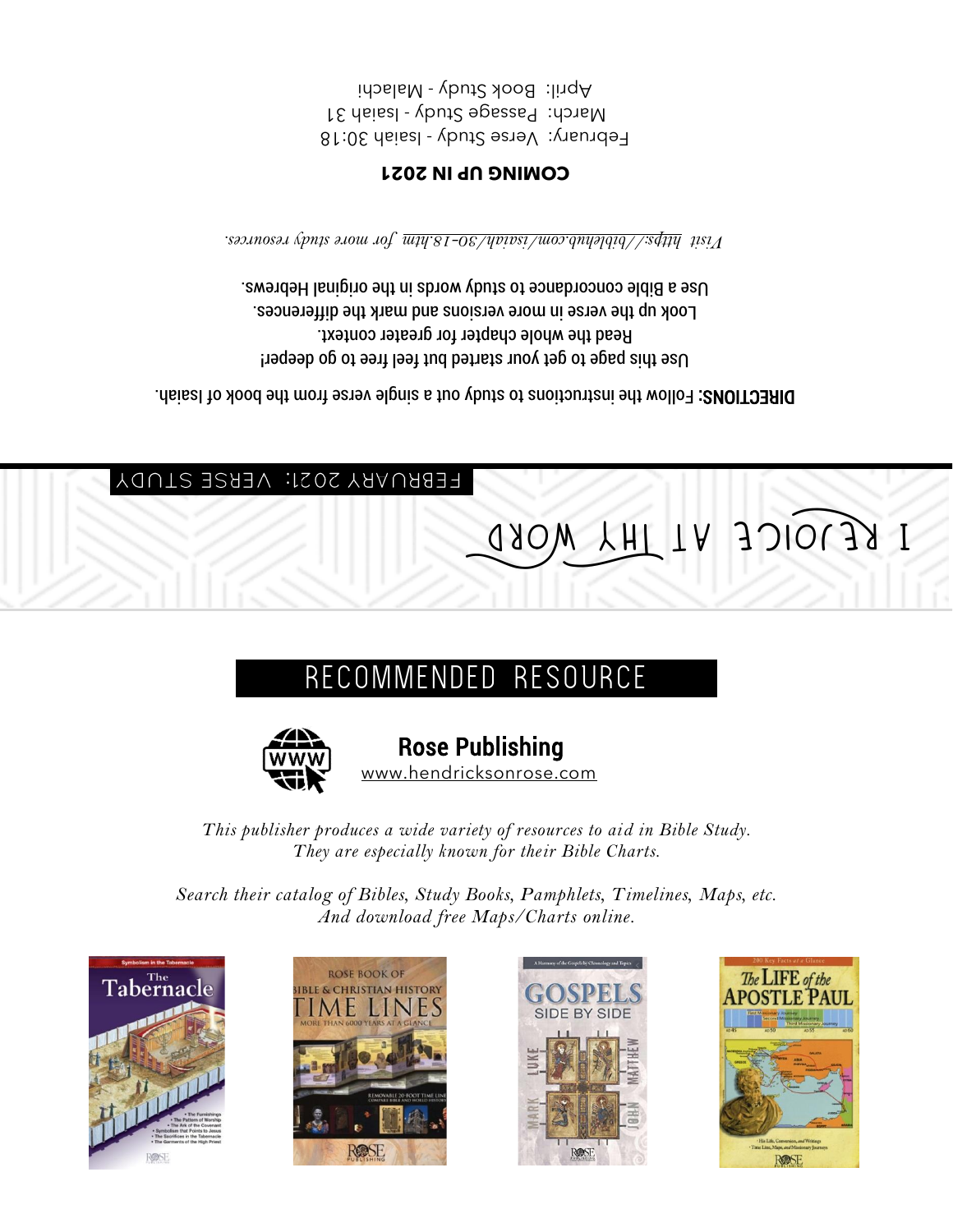# I REJOICE AT THY WORD

FEBRUARY 2021: VERSE STUDY

**DIRECTIONS:** Follow the instructions to study out a single verse from the book of Isaiah.

Use this page to get your started but feel free to go deeper!
Read the whole chapter for greater context.
Look up the verse in more versions and mark the differences.
Use a Bible concordance to study words in the original Hebrews.

*Visit https://biblehub.com/isaiah/30-18.htm for more study resources.*

**COMING UP IN 2021**

February: Verse Study - Isaiah 30:18
March: Passage Study - Isaiah 31
April: Book Study - Malachi

## RECOMMENDED RESOURCE

**Rose Publishing**
www.hendricksonrose.com

*This publisher produces a wide variety of resources to aid in Bible Study. They are especially known for their Bible Charts.*

*Search their catalog of Bibles, Study Books, Pamphlets, Timelines, Maps, etc. And download free Maps/Charts online.*